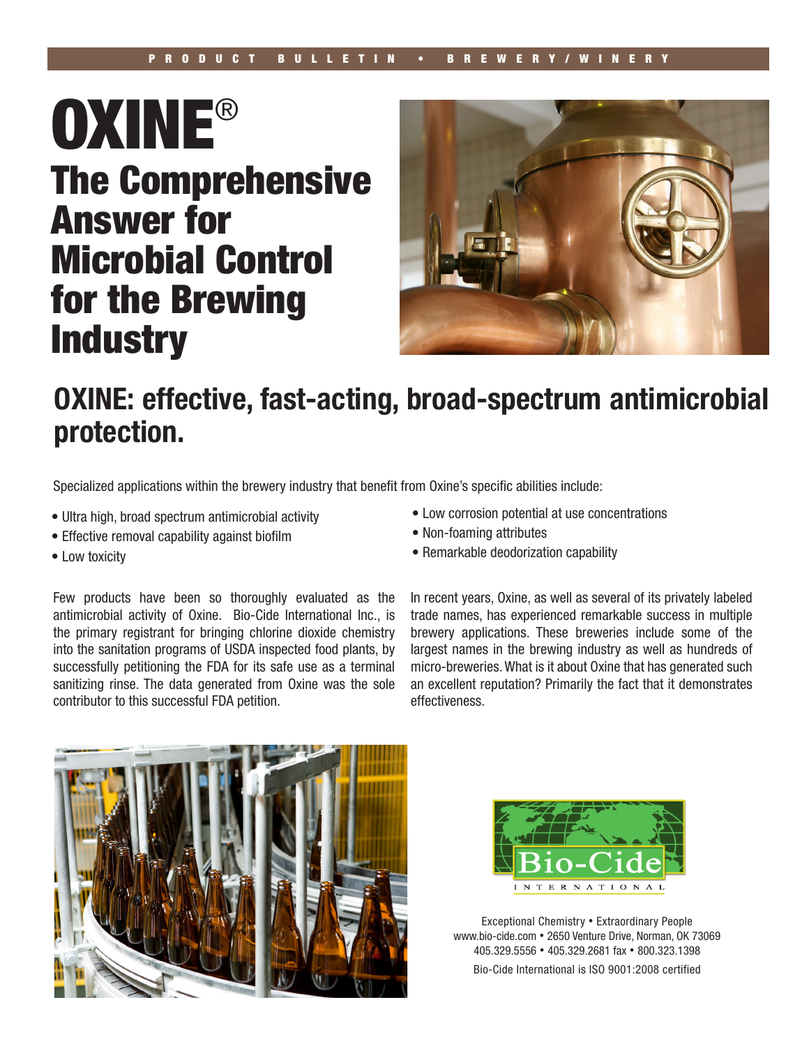PRODUCT BULLETIN • BREWERY/WINERY

# OXINE®

## The Comprehensive Answer for Microbial Control for the Brewing Industry

## OXINE: effective, fast-acting, broad-spectrum antimicrobial protection.

Specialized applications within the brewery industry that benefit from Oxine's specific abilities include:

- Ultra high, broad spectrum antimicrobial activity
- Effective removal capability against biofilm
- Low toxicity
- Low corrosion potential at use concentrations
- Non-foaming attributes
- Remarkable deodorization capability

Few products have been so thoroughly evaluated as the antimicrobial activity of Oxine. Bio-Cide International Inc., is the primary registrant for bringing chlorine dioxide chemistry into the sanitation programs of USDA inspected food plants, by successfully petitioning the FDA for its safe use as a terminal sanitizing rinse. The data generated from Oxine was the sole contributor to this successful FDA petition.

In recent years, Oxine, as well as several of its privately labeled trade names, has experienced remarkable success in multiple brewery applications. These breweries include some of the largest names in the brewing industry as well as hundreds of micro-breweries. What is it about Oxine that has generated such an excellent reputation? Primarily the fact that it demonstrates effectiveness.

Bio-Cide INTERNATIONAL

Exceptional Chemistry • Extraordinary People
www.bio-cide.com • 2650 Venture Drive, Norman, OK 73069
405.329.5556 • 405.329.2681 fax • 800.323.1398
Bio-Cide International is ISO 9001:2008 certified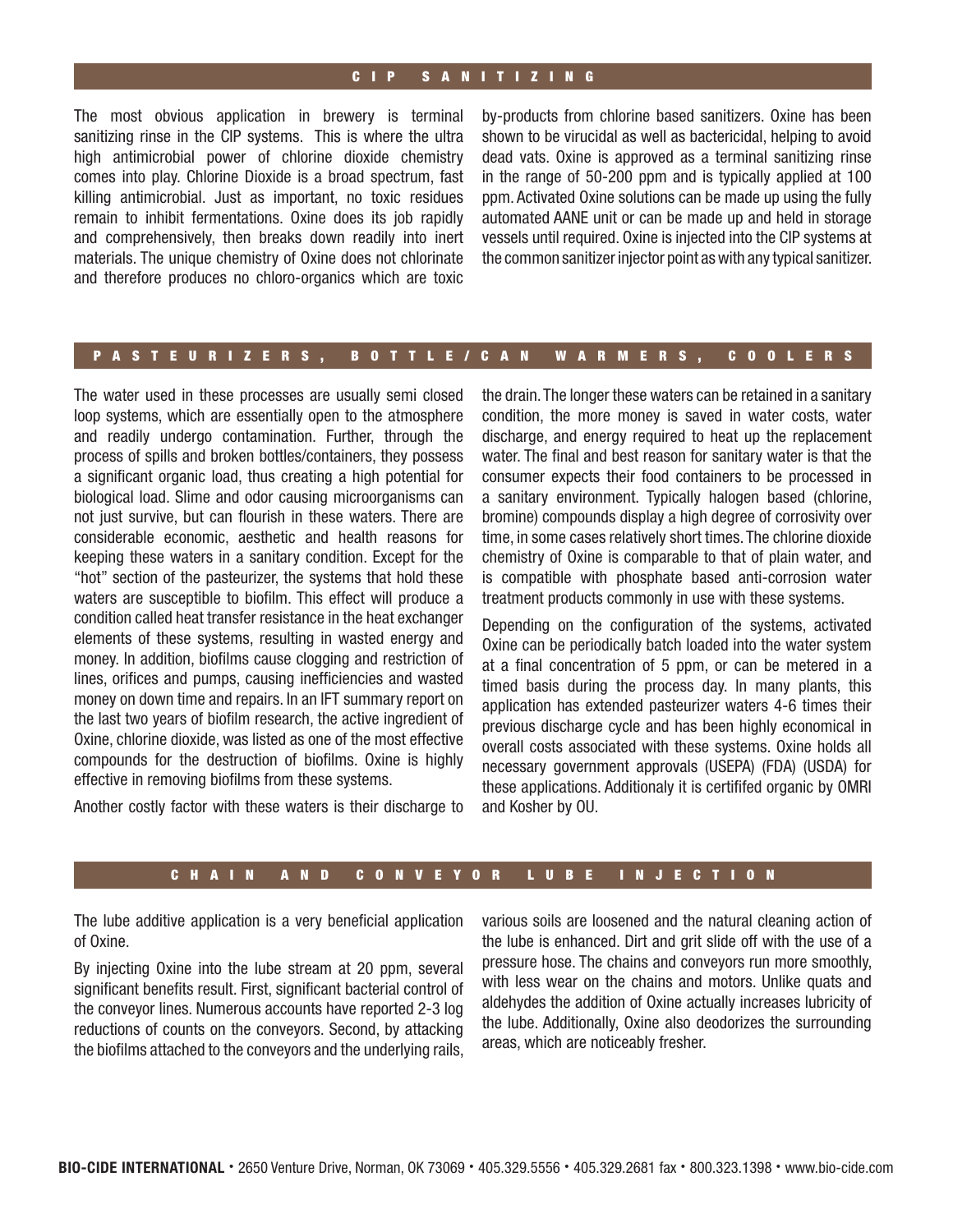## CIP SANITIZING

The most obvious application in brewery is terminal sanitizing rinse in the CIP systems. This is where the ultra high antimicrobial power of chlorine dioxide chemistry comes into play. Chlorine Dioxide is a broad spectrum, fast killing antimicrobial. Just as important, no toxic residues remain to inhibit fermentations. Oxine does its job rapidly and comprehensively, then breaks down readily into inert materials. The unique chemistry of Oxine does not chlorinate and therefore produces no chloro-organics which are toxic by-products from chlorine based sanitizers. Oxine has been shown to be virucidal as well as bactericidal, helping to avoid dead vats. Oxine is approved as a terminal sanitizing rinse in the range of 50-200 ppm and is typically applied at 100 ppm. Activated Oxine solutions can be made up using the fully automated AANE unit or can be made up and held in storage vessels until required. Oxine is injected into the CIP systems at the common sanitizer injector point as with any typical sanitizer.

## PASTEURIZERS, BOTTLE/CAN WARMERS, COOLERS

The water used in these processes are usually semi closed loop systems, which are essentially open to the atmosphere and readily undergo contamination. Further, through the process of spills and broken bottles/containers, they possess a significant organic load, thus creating a high potential for biological load. Slime and odor causing microorganisms can not just survive, but can flourish in these waters. There are considerable economic, aesthetic and health reasons for keeping these waters in a sanitary condition. Except for the "hot" section of the pasteurizer, the systems that hold these waters are susceptible to biofilm. This effect will produce a condition called heat transfer resistance in the heat exchanger elements of these systems, resulting in wasted energy and money. In addition, biofilms cause clogging and restriction of lines, orifices and pumps, causing inefficiencies and wasted money on down time and repairs. In an IFT summary report on the last two years of biofilm research, the active ingredient of Oxine, chlorine dioxide, was listed as one of the most effective compounds for the destruction of biofilms. Oxine is highly effective in removing biofilms from these systems.

Another costly factor with these waters is their discharge to the drain. The longer these waters can be retained in a sanitary condition, the more money is saved in water costs, water discharge, and energy required to heat up the replacement water. The final and best reason for sanitary water is that the consumer expects their food containers to be processed in a sanitary environment. Typically halogen based (chlorine, bromine) compounds display a high degree of corrosivity over time, in some cases relatively short times. The chlorine dioxide chemistry of Oxine is comparable to that of plain water, and is compatible with phosphate based anti-corrosion water treatment products commonly in use with these systems.

Depending on the configuration of the systems, activated Oxine can be periodically batch loaded into the water system at a final concentration of 5 ppm, or can be metered in a timed basis during the process day. In many plants, this application has extended pasteurizer waters 4-6 times their previous discharge cycle and has been highly economical in overall costs associated with these systems. Oxine holds all necessary government approvals (USEPA) (FDA) (USDA) for these applications. Additionaly it is certififed organic by OMRI and Kosher by OU.

## CHAIN AND CONVEYOR LUBE INJECTION

The lube additive application is a very beneficial application of Oxine.

By injecting Oxine into the lube stream at 20 ppm, several significant benefits result. First, significant bacterial control of the conveyor lines. Numerous accounts have reported 2-3 log reductions of counts on the conveyors. Second, by attacking the biofilms attached to the conveyors and the underlying rails, various soils are loosened and the natural cleaning action of the lube is enhanced. Dirt and grit slide off with the use of a pressure hose. The chains and conveyors run more smoothly, with less wear on the chains and motors. Unlike quats and aldehydes the addition of Oxine actually increases lubricity of the lube. Additionally, Oxine also deodorizes the surrounding areas, which are noticeably fresher.

**BIO-CIDE INTERNATIONAL** • 2650 Venture Drive, Norman, OK 73069 • 405.329.5556 • 405.329.2681 fax • 800.323.1398 • www.bio-cide.com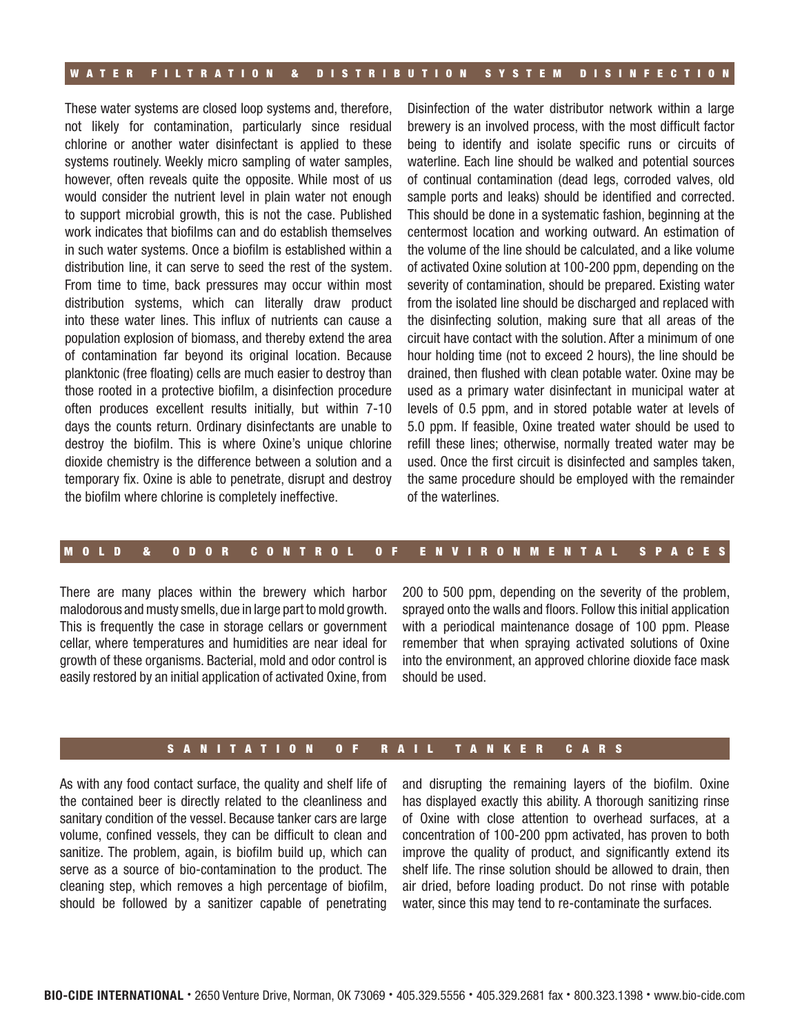## WATER FILTRATION & DISTRIBUTION SYSTEM DISINFECTION

These water systems are closed loop systems and, therefore, not likely for contamination, particularly since residual chlorine or another water disinfectant is applied to these systems routinely. Weekly micro sampling of water samples, however, often reveals quite the opposite. While most of us would consider the nutrient level in plain water not enough to support microbial growth, this is not the case. Published work indicates that biofilms can and do establish themselves in such water systems. Once a biofilm is established within a distribution line, it can serve to seed the rest of the system. From time to time, back pressures may occur within most distribution systems, which can literally draw product into these water lines. This influx of nutrients can cause a population explosion of biomass, and thereby extend the area of contamination far beyond its original location. Because planktonic (free floating) cells are much easier to destroy than those rooted in a protective biofilm, a disinfection procedure often produces excellent results initially, but within 7-10 days the counts return. Ordinary disinfectants are unable to destroy the biofilm. This is where Oxine's unique chlorine dioxide chemistry is the difference between a solution and a temporary fix. Oxine is able to penetrate, disrupt and destroy the biofilm where chlorine is completely ineffective.

Disinfection of the water distributor network within a large brewery is an involved process, with the most difficult factor being to identify and isolate specific runs or circuits of waterline. Each line should be walked and potential sources of continual contamination (dead legs, corroded valves, old sample ports and leaks) should be identified and corrected. This should be done in a systematic fashion, beginning at the centermost location and working outward. An estimation of the volume of the line should be calculated, and a like volume of activated Oxine solution at 100-200 ppm, depending on the severity of contamination, should be prepared. Existing water from the isolated line should be discharged and replaced with the disinfecting solution, making sure that all areas of the circuit have contact with the solution. After a minimum of one hour holding time (not to exceed 2 hours), the line should be drained, then flushed with clean potable water. Oxine may be used as a primary water disinfectant in municipal water at levels of 0.5 ppm, and in stored potable water at levels of 5.0 ppm. If feasible, Oxine treated water should be used to refill these lines; otherwise, normally treated water may be used. Once the first circuit is disinfected and samples taken, the same procedure should be employed with the remainder of the waterlines.

## MOLD & ODOR CONTROL OF ENVIRONMENTAL SPACES

There are many places within the brewery which harbor malodorous and musty smells, due in large part to mold growth. This is frequently the case in storage cellars or government cellar, where temperatures and humidities are near ideal for growth of these organisms. Bacterial, mold and odor control is easily restored by an initial application of activated Oxine, from 200 to 500 ppm, depending on the severity of the problem, sprayed onto the walls and floors. Follow this initial application with a periodical maintenance dosage of 100 ppm. Please remember that when spraying activated solutions of Oxine into the environment, an approved chlorine dioxide face mask should be used.

## SANITATION OF RAIL TANKER CARS

As with any food contact surface, the quality and shelf life of the contained beer is directly related to the cleanliness and sanitary condition of the vessel. Because tanker cars are large volume, confined vessels, they can be difficult to clean and sanitize. The problem, again, is biofilm build up, which can serve as a source of bio-contamination to the product. The cleaning step, which removes a high percentage of biofilm, should be followed by a sanitizer capable of penetrating and disrupting the remaining layers of the biofilm. Oxine has displayed exactly this ability. A thorough sanitizing rinse of Oxine with close attention to overhead surfaces, at a concentration of 100-200 ppm activated, has proven to both improve the quality of product, and significantly extend its shelf life. The rinse solution should be allowed to drain, then air dried, before loading product. Do not rinse with potable water, since this may tend to re-contaminate the surfaces.

**BIO-CIDE INTERNATIONAL** • 2650 Venture Drive, Norman, OK 73069 • 405.329.5556 • 405.329.2681 fax • 800.323.1398 • www.bio-cide.com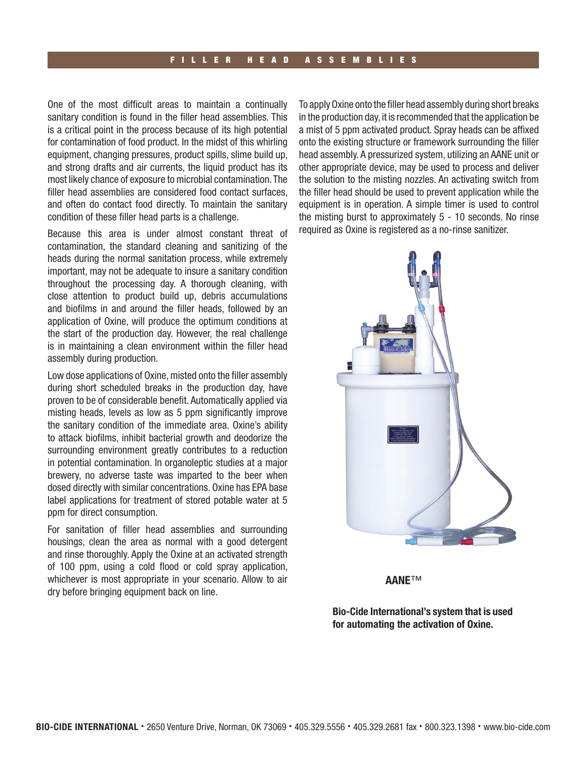# FILLER HEAD ASSEMBLIES

One of the most difficult areas to maintain a continually sanitary condition is found in the filler head assemblies. This is a critical point in the process because of its high potential for contamination of food product. In the midst of this whirling equipment, changing pressures, product spills, slime build up, and strong drafts and air currents, the liquid product has its most likely chance of exposure to microbial contamination. The filler head assemblies are considered food contact surfaces, and often do contact food directly. To maintain the sanitary condition of these filler head parts is a challenge.

Because this area is under almost constant threat of contamination, the standard cleaning and sanitizing of the heads during the normal sanitation process, while extremely important, may not be adequate to insure a sanitary condition throughout the processing day. A thorough cleaning, with close attention to product build up, debris accumulations and biofilms in and around the filler heads, followed by an application of Oxine, will produce the optimum conditions at the start of the production day. However, the real challenge is in maintaining a clean environment within the filler head assembly during production.

Low dose applications of Oxine, misted onto the filler assembly during short scheduled breaks in the production day, have proven to be of considerable benefit. Automatically applied via misting heads, levels as low as 5 ppm significantly improve the sanitary condition of the immediate area. Oxine's ability to attack biofilms, inhibit bacterial growth and deodorize the surrounding environment greatly contributes to a reduction in potential contamination. In organoleptic studies at a major brewery, no adverse taste was imparted to the beer when dosed directly with similar concentrations. Oxine has EPA base label applications for treatment of stored potable water at 5 ppm for direct consumption.

For sanitation of filler head assemblies and surrounding housings, clean the area as normal with a good detergent and rinse thoroughly. Apply the Oxine at an activated strength of 100 ppm, using a cold flood or cold spray application, whichever is most appropriate in your scenario. Allow to air dry before bringing equipment back on line.

To apply Oxine onto the filler head assembly during short breaks in the production day, it is recommended that the application be a mist of 5 ppm activated product. Spray heads can be affixed onto the existing structure or framework surrounding the filler head assembly. A pressurized system, utilizing an AANE unit or other appropriate device, may be used to process and deliver the solution to the misting nozzles. An activating switch from the filler head should be used to prevent application while the equipment is in operation. A simple timer is used to control the misting burst to approximately 5 - 10 seconds. No rinse required as Oxine is registered as a no-rinse sanitizer.

**AANE**™

**Bio-Cide International's system that is used for automating the activation of Oxine.**

**BIO-CIDE INTERNATIONAL** • 2650 Venture Drive, Norman, OK 73069 • 405.329.5556 • 405.329.2681 fax • 800.323.1398 • www.bio-cide.com